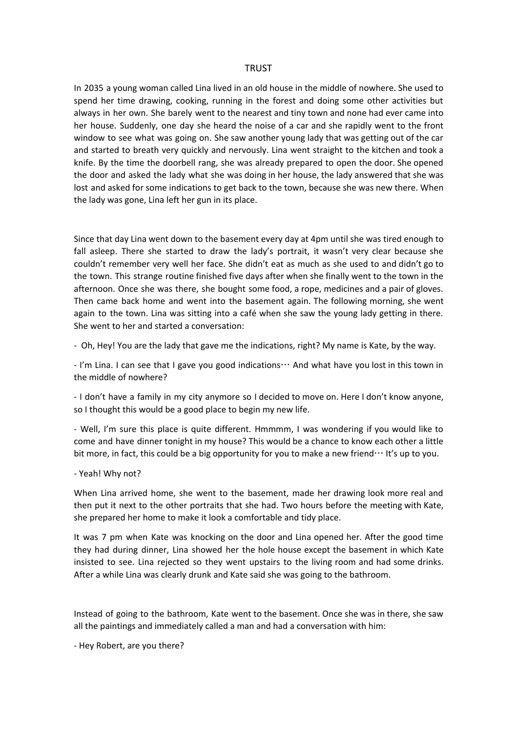# TRUST

In 2035 a young woman called Lina lived in an old house in the middle of nowhere. She used to spend her time drawing, cooking, running in the forest and doing some other activities but always in her own. She barely went to the nearest and tiny town and none had ever came into her house. Suddenly, one day she heard the noise of a car and she rapidly went to the front window to see what was going on. She saw another young lady that was getting out of the car and started to breath very quickly and nervously. Lina went straight to the kitchen and took a knife. By the time the doorbell rang, she was already prepared to open the door. She opened the door and asked the lady what she was doing in her house, the lady answered that she was lost and asked for some indications to get back to the town, because she was new there. When the lady was gone, Lina left her gun in its place.

Since that day Lina went down to the basement every day at 4pm until she was tired enough to fall asleep. There she started to draw the lady's portrait, it wasn't very clear because she couldn't remember very well her face. She didn't eat as much as she used to and didn't go to the town. This strange routine finished five days after when she finally went to the town in the afternoon. Once she was there, she bought some food, a rope, medicines and a pair of gloves. Then came back home and went into the basement again. The following morning, she went again to the town. Lina was sitting into a café when she saw the young lady getting in there. She went to her and started a conversation:

- Oh, Hey! You are the lady that gave me the indications, right? My name is Kate, by the way.

- I'm Lina. I can see that I gave you good indications… And what have you lost in this town in the middle of nowhere?

- I don't have a family in my city anymore so I decided to move on. Here I don't know anyone, so I thought this would be a good place to begin my new life.

- Well, I'm sure this place is quite different. Hmmmm, I was wondering if you would like to come and have dinner tonight in my house? This would be a chance to know each other a little bit more, in fact, this could be a big opportunity for you to make a new friend… It's up to you.

- Yeah! Why not?

When Lina arrived home, she went to the basement, made her drawing look more real and then put it next to the other portraits that she had. Two hours before the meeting with Kate, she prepared her home to make it look a comfortable and tidy place.

It was 7 pm when Kate was knocking on the door and Lina opened her. After the good time they had during dinner, Lina showed her the hole house except the basement in which Kate insisted to see. Lina rejected so they went upstairs to the living room and had some drinks. After a while Lina was clearly drunk and Kate said she was going to the bathroom.

Instead of going to the bathroom, Kate went to the basement. Once she was in there, she saw all the paintings and immediately called a man and had a conversation with him:

- Hey Robert, are you there?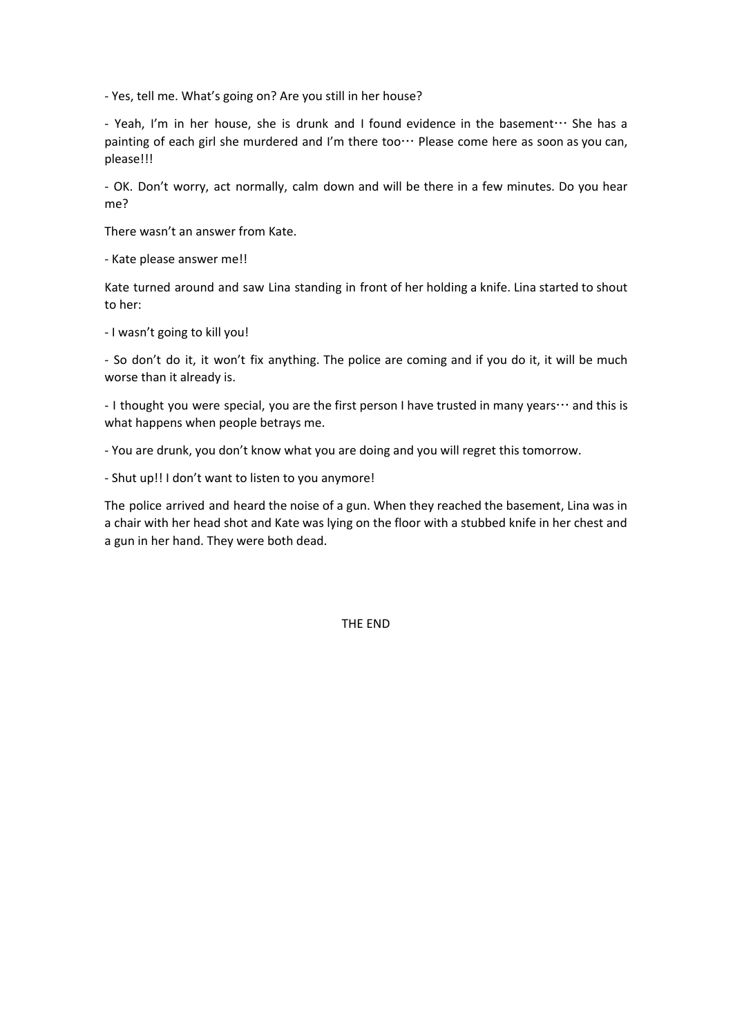- Yes, tell me. What's going on? Are you still in her house?

- Yeah, I'm in her house, she is drunk and I found evidence in the basement··· She has a painting of each girl she murdered and I'm there too··· Please come here as soon as you can, please!!!

- OK. Don't worry, act normally, calm down and will be there in a few minutes. Do you hear me?

There wasn't an answer from Kate.

- Kate please answer me!!

Kate turned around and saw Lina standing in front of her holding a knife. Lina started to shout to her:

- I wasn't going to kill you!

- So don't do it, it won't fix anything. The police are coming and if you do it, it will be much worse than it already is.

- I thought you were special, you are the first person I have trusted in many years··· and this is what happens when people betrays me.

- You are drunk, you don't know what you are doing and you will regret this tomorrow.

- Shut up!! I don't want to listen to you anymore!

The police arrived and heard the noise of a gun. When they reached the basement, Lina was in a chair with her head shot and Kate was lying on the floor with a stubbed knife in her chest and a gun in her hand. They were both dead.

THE END